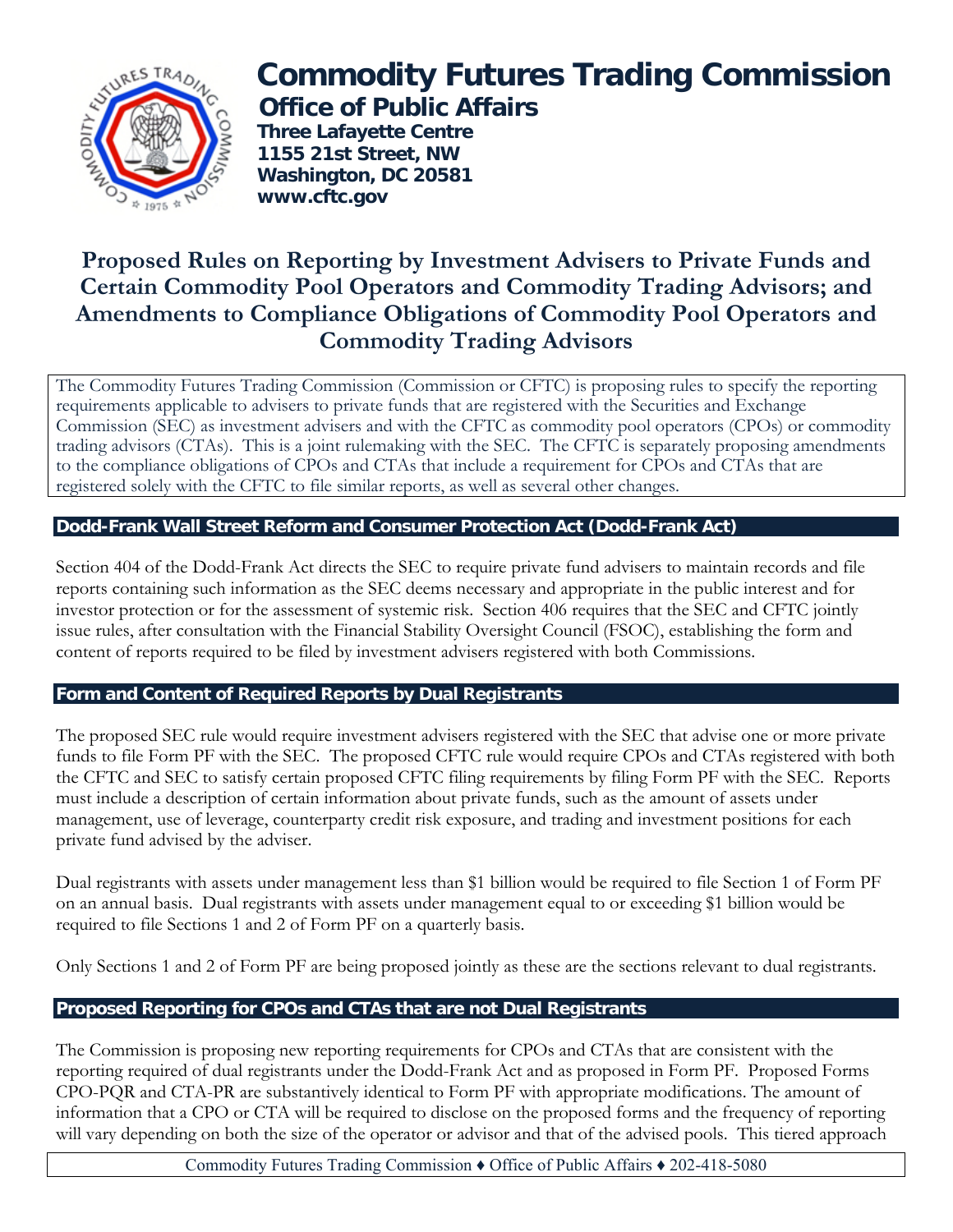# Commodity Futures Trading Commission

## Office of Public Affairs

**Three Lafayette Centre**
**1155 21st Street, NW**
**Washington, DC 20581**
**www.cftc.gov**

## Proposed Rules on Reporting by Investment Advisers to Private Funds and Certain Commodity Pool Operators and Commodity Trading Advisors; and Amendments to Compliance Obligations of Commodity Pool Operators and Commodity Trading Advisors

The Commodity Futures Trading Commission (Commission or CFTC) is proposing rules to specify the reporting requirements applicable to advisers to private funds that are registered with the Securities and Exchange Commission (SEC) as investment advisers and with the CFTC as commodity pool operators (CPOs) or commodity trading advisors (CTAs). This is a joint rulemaking with the SEC. The CFTC is separately proposing amendments to the compliance obligations of CPOs and CTAs that include a requirement for CPOs and CTAs that are registered solely with the CFTC to file similar reports, as well as several other changes.

### Dodd-Frank Wall Street Reform and Consumer Protection Act (Dodd-Frank Act)

Section 404 of the Dodd-Frank Act directs the SEC to require private fund advisers to maintain records and file reports containing such information as the SEC deems necessary and appropriate in the public interest and for investor protection or for the assessment of systemic risk. Section 406 requires that the SEC and CFTC jointly issue rules, after consultation with the Financial Stability Oversight Council (FSOC), establishing the form and content of reports required to be filed by investment advisers registered with both Commissions.

### Form and Content of Required Reports by Dual Registrants

The proposed SEC rule would require investment advisers registered with the SEC that advise one or more private funds to file Form PF with the SEC. The proposed CFTC rule would require CPOs and CTAs registered with both the CFTC and SEC to satisfy certain proposed CFTC filing requirements by filing Form PF with the SEC. Reports must include a description of certain information about private funds, such as the amount of assets under management, use of leverage, counterparty credit risk exposure, and trading and investment positions for each private fund advised by the adviser.

Dual registrants with assets under management less than $1 billion would be required to file Section 1 of Form PF on an annual basis. Dual registrants with assets under management equal to or exceeding $1 billion would be required to file Sections 1 and 2 of Form PF on a quarterly basis.

Only Sections 1 and 2 of Form PF are being proposed jointly as these are the sections relevant to dual registrants.

### Proposed Reporting for CPOs and CTAs that are not Dual Registrants

The Commission is proposing new reporting requirements for CPOs and CTAs that are consistent with the reporting required of dual registrants under the Dodd-Frank Act and as proposed in Form PF. Proposed Forms CPO-PQR and CTA-PR are substantively identical to Form PF with appropriate modifications. The amount of information that a CPO or CTA will be required to disclose on the proposed forms and the frequency of reporting will vary depending on both the size of the operator or advisor and that of the advised pools. This tiered approach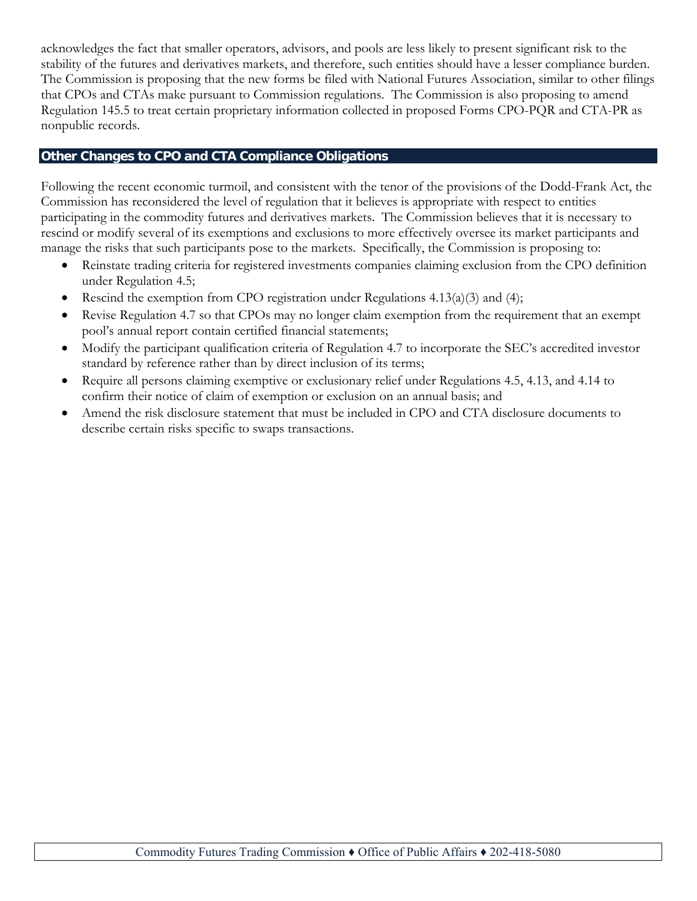acknowledges the fact that smaller operators, advisors, and pools are less likely to present significant risk to the stability of the futures and derivatives markets, and therefore, such entities should have a lesser compliance burden. The Commission is proposing that the new forms be filed with National Futures Association, similar to other filings that CPOs and CTAs make pursuant to Commission regulations. The Commission is also proposing to amend Regulation 145.5 to treat certain proprietary information collected in proposed Forms CPO-PQR and CTA-PR as nonpublic records.

## Other Changes to CPO and CTA Compliance Obligations

Following the recent economic turmoil, and consistent with the tenor of the provisions of the Dodd-Frank Act, the Commission has reconsidered the level of regulation that it believes is appropriate with respect to entities participating in the commodity futures and derivatives markets. The Commission believes that it is necessary to rescind or modify several of its exemptions and exclusions to more effectively oversee its market participants and manage the risks that such participants pose to the markets. Specifically, the Commission is proposing to:

- Reinstate trading criteria for registered investments companies claiming exclusion from the CPO definition under Regulation 4.5;
- Rescind the exemption from CPO registration under Regulations 4.13(a)(3) and (4);
- Revise Regulation 4.7 so that CPOs may no longer claim exemption from the requirement that an exempt pool's annual report contain certified financial statements;
- Modify the participant qualification criteria of Regulation 4.7 to incorporate the SEC's accredited investor standard by reference rather than by direct inclusion of its terms;
- Require all persons claiming exemptive or exclusionary relief under Regulations 4.5, 4.13, and 4.14 to confirm their notice of claim of exemption or exclusion on an annual basis; and
- Amend the risk disclosure statement that must be included in CPO and CTA disclosure documents to describe certain risks specific to swaps transactions.